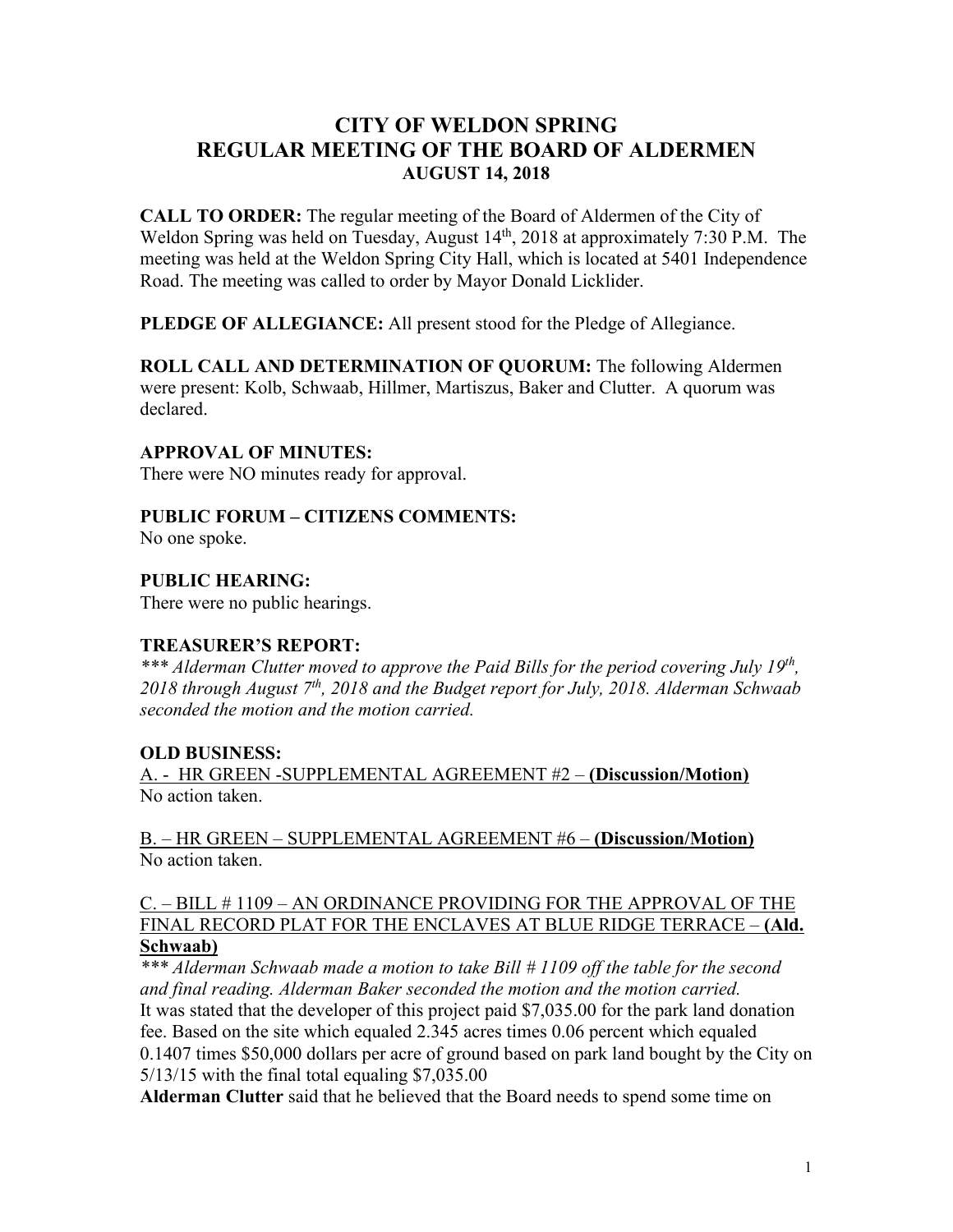# CITY OF WELDON SPRING
# REGULAR MEETING OF THE BOARD OF ALDERMEN
## AUGUST 14, 2018

**CALL TO ORDER:** The regular meeting of the Board of Aldermen of the City of Weldon Spring was held on Tuesday, August 14th, 2018 at approximately 7:30 P.M. The meeting was held at the Weldon Spring City Hall, which is located at 5401 Independence Road. The meeting was called to order by Mayor Donald Licklider.

**PLEDGE OF ALLEGIANCE:** All present stood for the Pledge of Allegiance.

**ROLL CALL AND DETERMINATION OF QUORUM:** The following Aldermen were present: Kolb, Schwaab, Hillmer, Martiszus, Baker and Clutter. A quorum was declared.

**APPROVAL OF MINUTES:**
There were NO minutes ready for approval.

**PUBLIC FORUM – CITIZENS COMMENTS:**
No one spoke.

**PUBLIC HEARING:**
There were no public hearings.

**TREASURER'S REPORT:**
*\*\*\* Alderman Clutter moved to approve the Paid Bills for the period covering July 19th, 2018 through August 7th, 2018 and the Budget report for July, 2018. Alderman Schwaab seconded the motion and the motion carried.*

**OLD BUSINESS:**
<u>A. - HR GREEN -SUPPLEMENTAL AGREEMENT #2 – **(Discussion/Motion)**</u>
No action taken.

<u>B. – HR GREEN – SUPPLEMENTAL AGREEMENT #6 – **(Discussion/Motion)**</u>
No action taken.

<u>C. – BILL # 1109 – AN ORDINANCE PROVIDING FOR THE APPROVAL OF THE FINAL RECORD PLAT FOR THE ENCLAVES AT BLUE RIDGE TERRACE – **(Ald. Schwaab)**</u>
*\*\*\* Alderman Schwaab made a motion to take Bill # 1109 off the table for the second and final reading. Alderman Baker seconded the motion and the motion carried.*
It was stated that the developer of this project paid $7,035.00 for the park land donation fee. Based on the site which equaled 2.345 acres times 0.06 percent which equaled 0.1407 times $50,000 dollars per acre of ground based on park land bought by the City on 5/13/15 with the final total equaling $7,035.00
**Alderman Clutter** said that he believed that the Board needs to spend some time on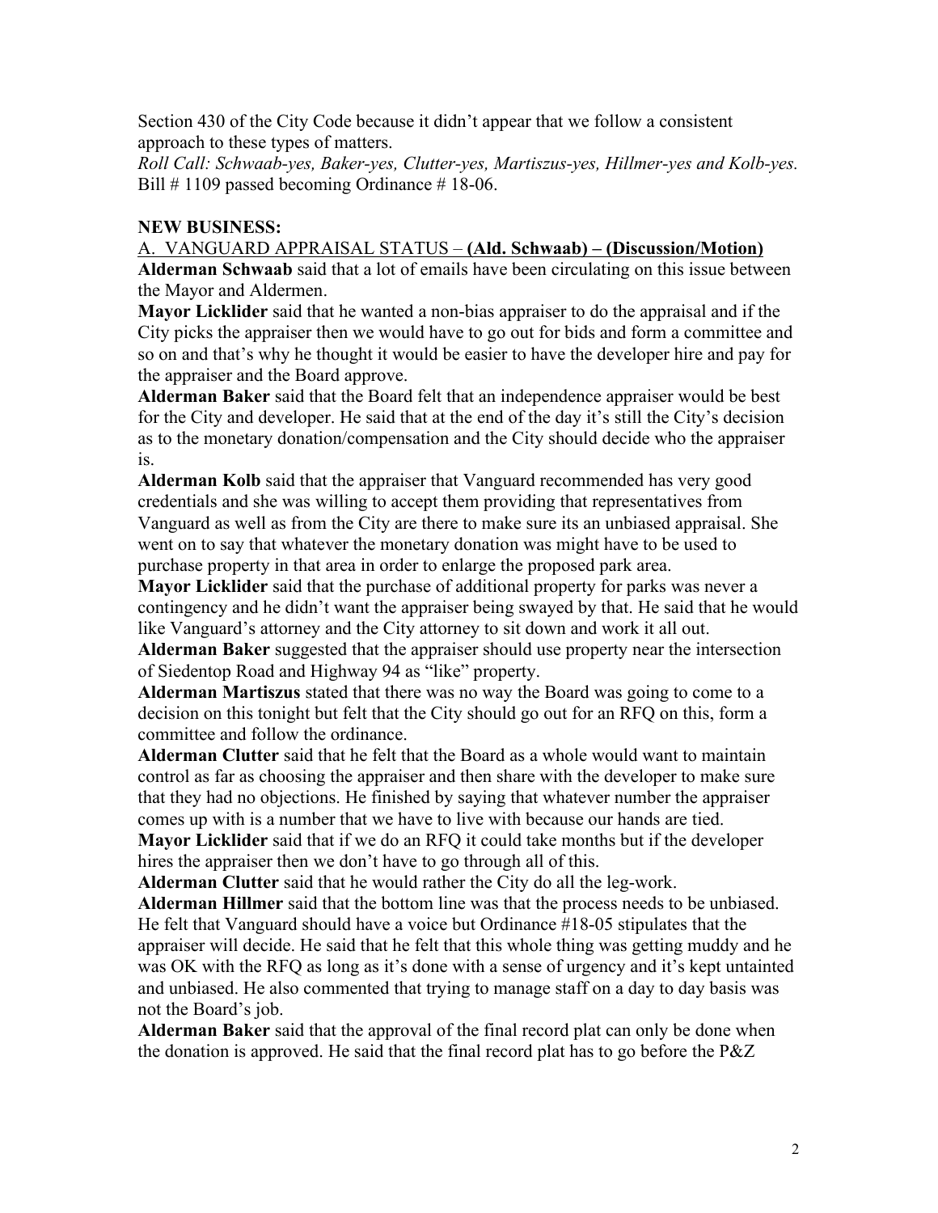Section 430 of the City Code because it didn't appear that we follow a consistent approach to these types of matters.

*Roll Call: Schwaab-yes, Baker-yes, Clutter-yes, Martiszus-yes, Hillmer-yes and Kolb-yes.*
Bill # 1109 passed becoming Ordinance # 18-06.

**NEW BUSINESS:**

A. VANGUARD APPRAISAL STATUS – **(Ald. Schwaab) – (Discussion/Motion)**

**Alderman Schwaab** said that a lot of emails have been circulating on this issue between the Mayor and Aldermen.

**Mayor Licklider** said that he wanted a non-bias appraiser to do the appraisal and if the City picks the appraiser then we would have to go out for bids and form a committee and so on and that's why he thought it would be easier to have the developer hire and pay for the appraiser and the Board approve.

**Alderman Baker** said that the Board felt that an independence appraiser would be best for the City and developer. He said that at the end of the day it's still the City's decision as to the monetary donation/compensation and the City should decide who the appraiser is.

**Alderman Kolb** said that the appraiser that Vanguard recommended has very good credentials and she was willing to accept them providing that representatives from Vanguard as well as from the City are there to make sure its an unbiased appraisal. She went on to say that whatever the monetary donation was might have to be used to purchase property in that area in order to enlarge the proposed park area.

**Mayor Licklider** said that the purchase of additional property for parks was never a contingency and he didn't want the appraiser being swayed by that. He said that he would like Vanguard's attorney and the City attorney to sit down and work it all out.

**Alderman Baker** suggested that the appraiser should use property near the intersection of Siedentop Road and Highway 94 as "like" property.

**Alderman Martiszus** stated that there was no way the Board was going to come to a decision on this tonight but felt that the City should go out for an RFQ on this, form a committee and follow the ordinance.

**Alderman Clutter** said that he felt that the Board as a whole would want to maintain control as far as choosing the appraiser and then share with the developer to make sure that they had no objections. He finished by saying that whatever number the appraiser comes up with is a number that we have to live with because our hands are tied.

**Mayor Licklider** said that if we do an RFQ it could take months but if the developer hires the appraiser then we don't have to go through all of this.

**Alderman Clutter** said that he would rather the City do all the leg-work.

**Alderman Hillmer** said that the bottom line was that the process needs to be unbiased. He felt that Vanguard should have a voice but Ordinance #18-05 stipulates that the appraiser will decide. He said that he felt that this whole thing was getting muddy and he was OK with the RFQ as long as it's done with a sense of urgency and it's kept untainted and unbiased. He also commented that trying to manage staff on a day to day basis was not the Board's job.

**Alderman Baker** said that the approval of the final record plat can only be done when the donation is approved. He said that the final record plat has to go before the P&Z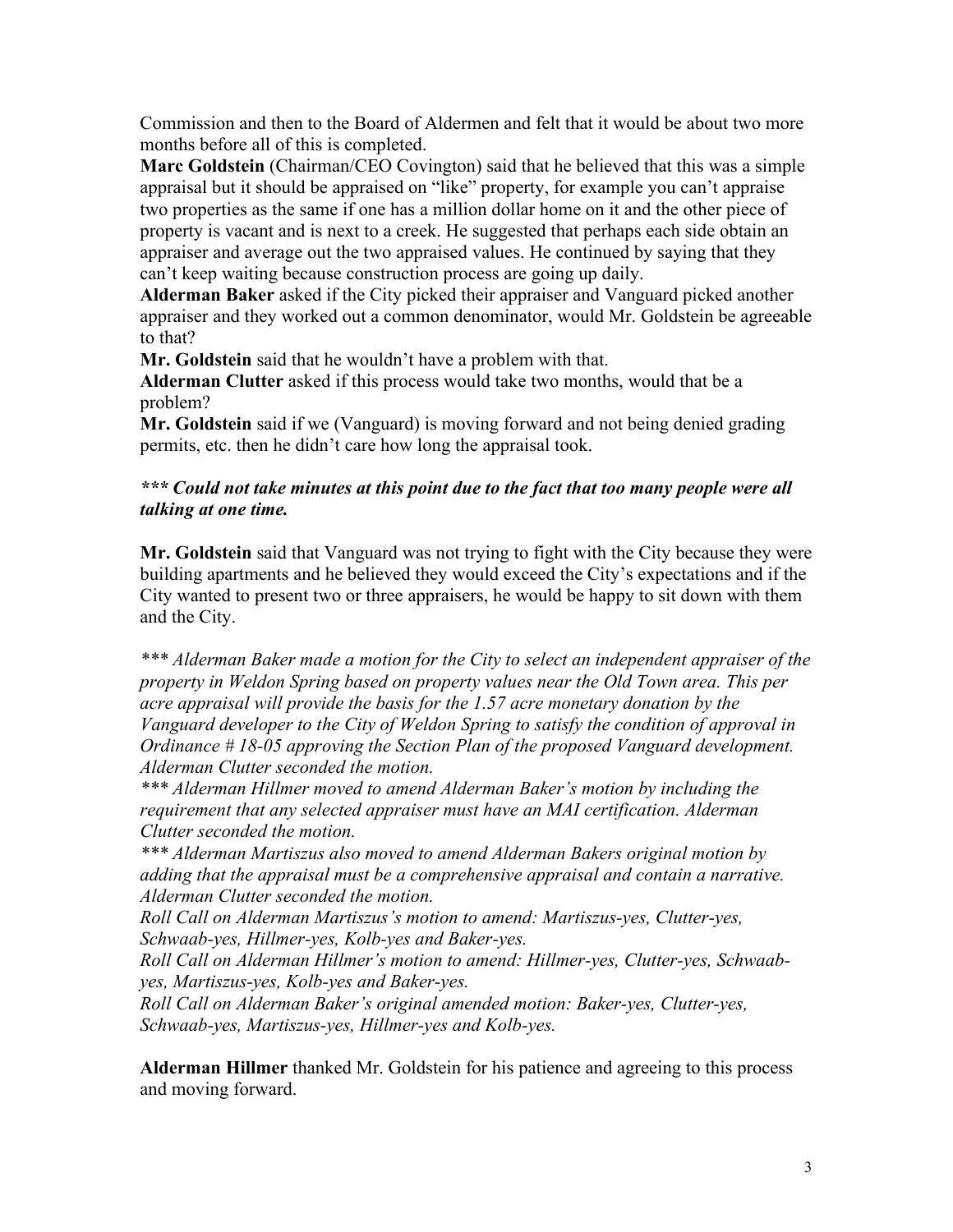Commission and then to the Board of Aldermen and felt that it would be about two more months before all of this is completed.

**Marc Goldstein** (Chairman/CEO Covington) said that he believed that this was a simple appraisal but it should be appraised on "like" property, for example you can't appraise two properties as the same if one has a million dollar home on it and the other piece of property is vacant and is next to a creek. He suggested that perhaps each side obtain an appraiser and average out the two appraised values. He continued by saying that they can't keep waiting because construction process are going up daily.

**Alderman Baker** asked if the City picked their appraiser and Vanguard picked another appraiser and they worked out a common denominator, would Mr. Goldstein be agreeable to that?

**Mr. Goldstein** said that he wouldn't have a problem with that.

**Alderman Clutter** asked if this process would take two months, would that be a problem?

**Mr. Goldstein** said if we (Vanguard) is moving forward and not being denied grading permits, etc. then he didn't care how long the appraisal took.

***\*\*\* Could not take minutes at this point due to the fact that too many people were all talking at one time.***

**Mr. Goldstein** said that Vanguard was not trying to fight with the City because they were building apartments and he believed they would exceed the City's expectations and if the City wanted to present two or three appraisers, he would be happy to sit down with them and the City.

*\*\*\* Alderman Baker made a motion for the City to select an independent appraiser of the property in Weldon Spring based on property values near the Old Town area. This per acre appraisal will provide the basis for the 1.57 acre monetary donation by the Vanguard developer to the City of Weldon Spring to satisfy the condition of approval in Ordinance # 18-05 approving the Section Plan of the proposed Vanguard development. Alderman Clutter seconded the motion.*

*\*\*\* Alderman Hillmer moved to amend Alderman Baker's motion by including the requirement that any selected appraiser must have an MAI certification. Alderman Clutter seconded the motion.*

*\*\*\* Alderman Martiszus also moved to amend Alderman Bakers original motion by adding that the appraisal must be a comprehensive appraisal and contain a narrative. Alderman Clutter seconded the motion.*

*Roll Call on Alderman Martiszus's motion to amend: Martiszus-yes, Clutter-yes, Schwaab-yes, Hillmer-yes, Kolb-yes and Baker-yes.*

*Roll Call on Alderman Hillmer's motion to amend: Hillmer-yes, Clutter-yes, Schwaab-yes, Martiszus-yes, Kolb-yes and Baker-yes.*

*Roll Call on Alderman Baker's original amended motion: Baker-yes, Clutter-yes, Schwaab-yes, Martiszus-yes, Hillmer-yes and Kolb-yes.*

**Alderman Hillmer** thanked Mr. Goldstein for his patience and agreeing to this process and moving forward.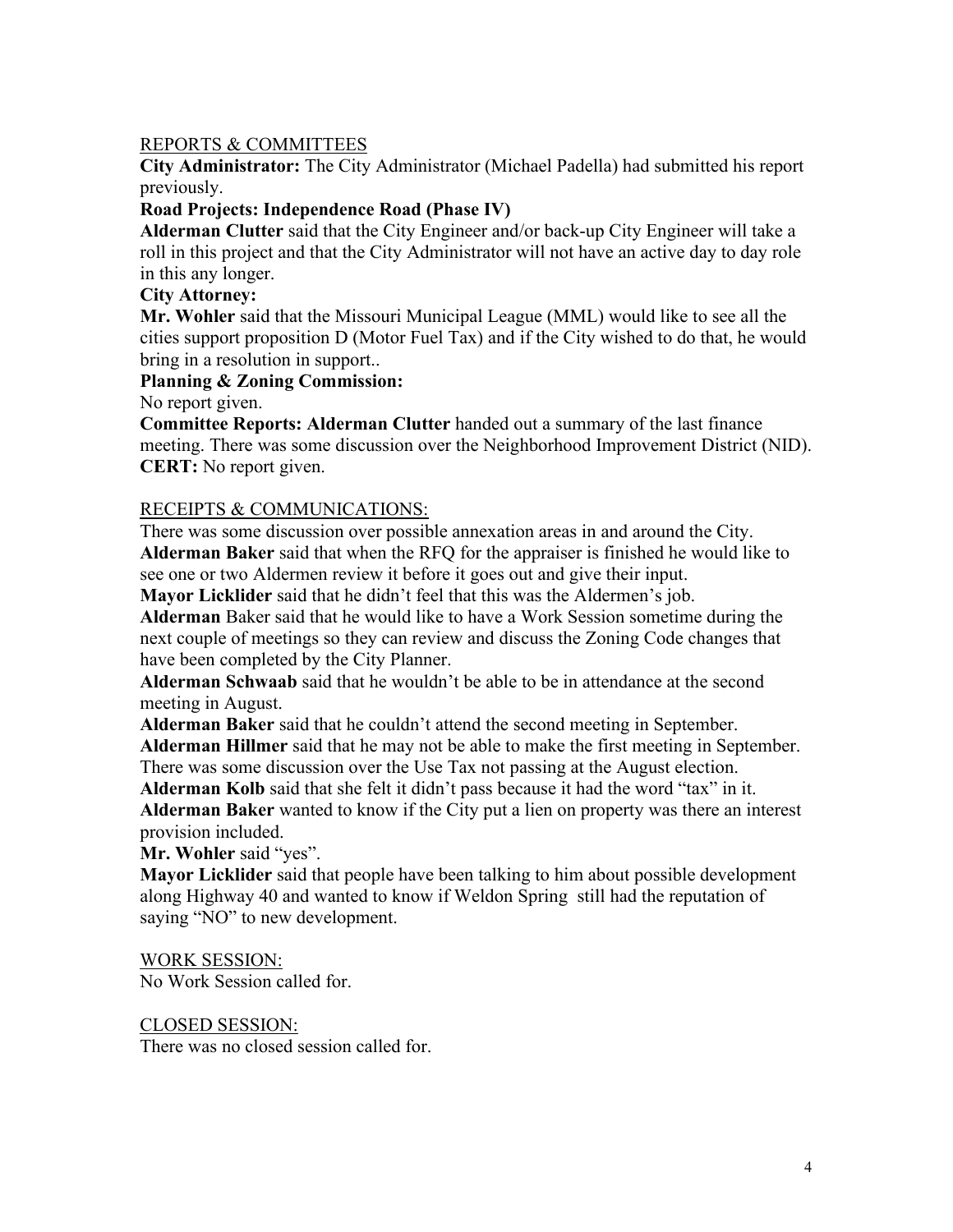<u>REPORTS & COMMITTEES</u>

**City Administrator:** The City Administrator (Michael Padella) had submitted his report previously.

**Road Projects: Independence Road (Phase IV)**

**Alderman Clutter** said that the City Engineer and/or back-up City Engineer will take a roll in this project and that the City Administrator will not have an active day to day role in this any longer.

**City Attorney:**

**Mr. Wohler** said that the Missouri Municipal League (MML) would like to see all the cities support proposition D (Motor Fuel Tax) and if the City wished to do that, he would bring in a resolution in support..

**Planning & Zoning Commission:**

No report given.

**Committee Reports: Alderman Clutter** handed out a summary of the last finance meeting. There was some discussion over the Neighborhood Improvement District (NID).

**CERT:** No report given.

<u>RECEIPTS & COMMUNICATIONS:</u>

There was some discussion over possible annexation areas in and around the City.

**Alderman Baker** said that when the RFQ for the appraiser is finished he would like to see one or two Aldermen review it before it goes out and give their input.

**Mayor Licklider** said that he didn't feel that this was the Aldermen's job.

**Alderman** Baker said that he would like to have a Work Session sometime during the next couple of meetings so they can review and discuss the Zoning Code changes that have been completed by the City Planner.

**Alderman Schwaab** said that he wouldn't be able to be in attendance at the second meeting in August.

**Alderman Baker** said that he couldn't attend the second meeting in September.

**Alderman Hillmer** said that he may not be able to make the first meeting in September.

There was some discussion over the Use Tax not passing at the August election.

**Alderman Kolb** said that she felt it didn't pass because it had the word "tax" in it.

**Alderman Baker** wanted to know if the City put a lien on property was there an interest provision included.

**Mr. Wohler** said "yes".

**Mayor Licklider** said that people have been talking to him about possible development along Highway 40 and wanted to know if Weldon Spring still had the reputation of saying "NO" to new development.

<u>WORK SESSION:</u>

No Work Session called for.

<u>CLOSED SESSION:</u>

There was no closed session called for.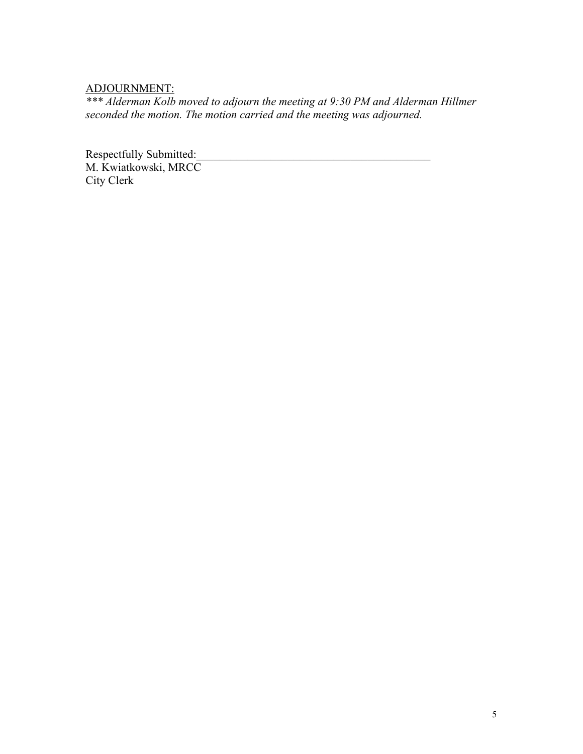ADJOURNMENT:

*\*\*\* Alderman Kolb moved to adjourn the meeting at 9:30 PM and Alderman Hillmer seconded the motion. The motion carried and the meeting was adjourned.*

Respectfully Submitted:\_\_\_\_\_\_\_\_\_\_\_\_\_\_\_\_\_\_\_\_\_\_\_\_\_\_\_\_\_\_\_\_\_\_\_\_\_\_\_\_\_\_

M. Kwiatkowski, MRCC
City Clerk